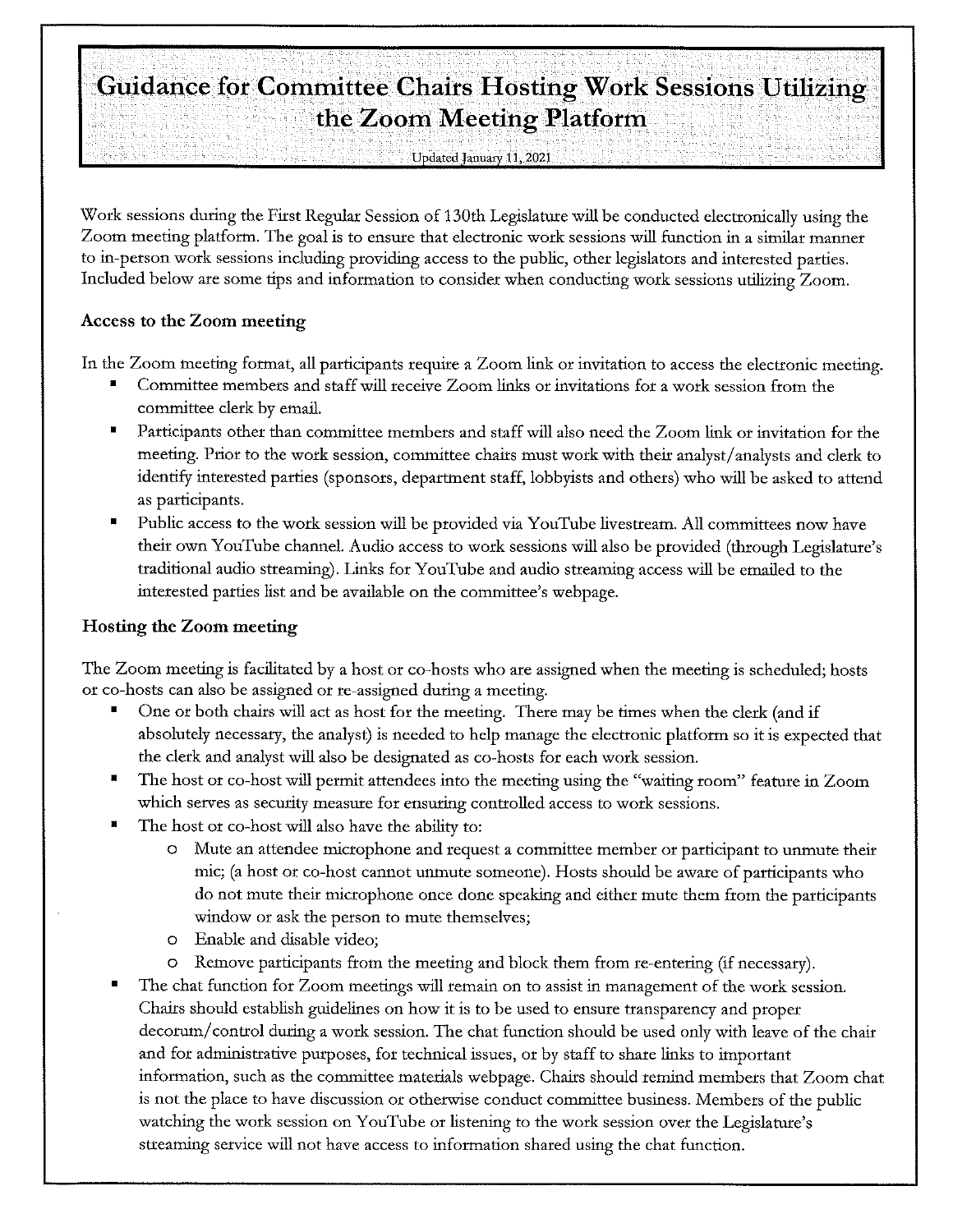# Guidance for Committee Chairs Hosting Work Sessions Utilizing the Zoom Meeting Platform

Updated January 11, 2021

Work sessions during the First Regular Session of 130th Legislature will be conducted electronically using the Zoom meeting platform. The goal is to ensure that electronic work sessions will function in a similar manner to in-person work sessions including providing access to the public, other legislators and interested parties. Included below are some tips and information to consider when conducting work sessions utilizing Zoom.

### Access to the Zoom meeting

In the Zoom meeting format, all participants require a Zoom link or invitation to access the electronic meeting.

- Committee members and staff will receive Zoom links or invitations for a work session from the committee clerk by email.
- Participants other than committee members and staff will also need the Zoom link or invitation for the meeting. Prior to the work session, committee chairs must work with their analyst/analysts and clerk to identify interested parties (sponsors, department staff, lobbyists and others) who will be asked to attend as participants.
- Public access to the work session will be provided via YouTube livestream. All committees now have their own YouTube channel. Audio access to work sessions will also be provided (through Legislature's traditional audio streaming). Links for YouTube and audio streaming access will be emailed to the interested parties list and be available on the committee's webpage.

### Hosting the Zoom meeting

The Zoom meeting is facilitated by a host or co-hosts who are assigned when the meeting is scheduled; hosts or co-hosts can also be assigned or re-assigned during a meeting.

- One or both chairs will act as host for the meeting. There may be times when the clerk (and if absolutely necessary, the analyst) is needed to help manage the electronic platform so it is expected that the clerk and analyst will also be designated as co-hosts for each work session.
- The host or co-host will permit attendees into the meeting using the "waiting room" feature in Zoom which serves as security measure for ensuring controlled access to work sessions.
- The host or co-host will also have the ability to:
  - Mute an attendee microphone and request a committee member or participant to unmute their mic; (a host or co-host cannot unmute someone). Hosts should be aware of participants who do not mute their microphone once done speaking and either mute them from the participants window or ask the person to mute themselves;
  - Enable and disable video;
  - Remove participants from the meeting and block them from re-entering (if necessary).
- The chat function for Zoom meetings will remain on to assist in management of the work session. Chairs should establish guidelines on how it is to be used to ensure transparency and proper decorum/control during a work session. The chat function should be used only with leave of the chair and for administrative purposes, for technical issues, or by staff to share links to important information, such as the committee materials webpage. Chairs should remind members that Zoom chat is not the place to have discussion or otherwise conduct committee business. Members of the public watching the work session on YouTube or listening to the work session over the Legislature's streaming service will not have access to information shared using the chat function.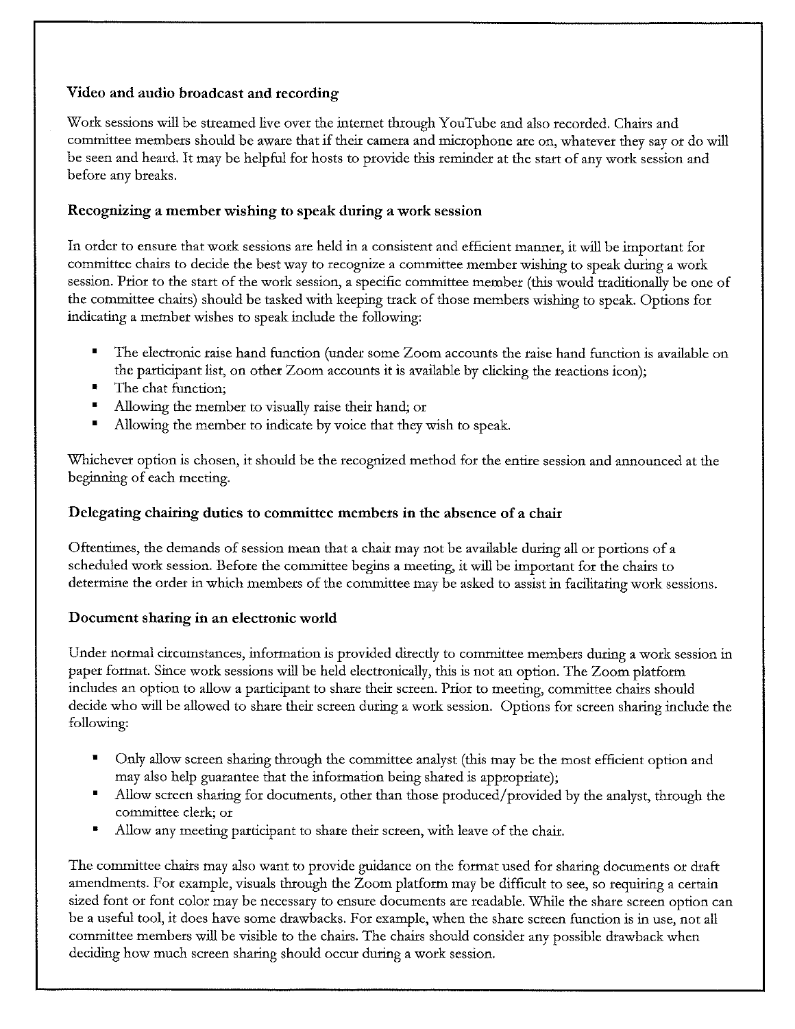### Video and audio broadcast and recording

Work sessions will be streamed live over the internet through YouTube and also recorded. Chairs and committee members should be aware that if their camera and microphone are on, whatever they say or do will be seen and heard. It may be helpful for hosts to provide this reminder at the start of any work session and before any breaks.

### Recognizing a member wishing to speak during a work session

In order to ensure that work sessions are held in a consistent and efficient manner, it will be important for committee chairs to decide the best way to recognize a committee member wishing to speak during a work session. Prior to the start of the work session, a specific committee member (this would traditionally be one of the committee chairs) should be tasked with keeping track of those members wishing to speak. Options for indicating a member wishes to speak include the following:

- The electronic raise hand function (under some Zoom accounts the raise hand function is available on the participant list, on other Zoom accounts it is available by clicking the reactions icon);
- The chat function;
- Allowing the member to visually raise their hand; or
- Allowing the member to indicate by voice that they wish to speak.

Whichever option is chosen, it should be the recognized method for the entire session and announced at the beginning of each meeting.

### Delegating chairing duties to committee members in the absence of a chair

Oftentimes, the demands of session mean that a chair may not be available during all or portions of a scheduled work session. Before the committee begins a meeting, it will be important for the chairs to determine the order in which members of the committee may be asked to assist in facilitating work sessions.

### Document sharing in an electronic world

Under normal circumstances, information is provided directly to committee members during a work session in paper format. Since work sessions will be held electronically, this is not an option. The Zoom platform includes an option to allow a participant to share their screen. Prior to meeting, committee chairs should decide who will be allowed to share their screen during a work session. Options for screen sharing include the following:

- Only allow screen sharing through the committee analyst (this may be the most efficient option and may also help guarantee that the information being shared is appropriate);
- Allow screen sharing for documents, other than those produced/provided by the analyst, through the committee clerk; or
- Allow any meeting participant to share their screen, with leave of the chair.

The committee chairs may also want to provide guidance on the format used for sharing documents or draft amendments. For example, visuals through the Zoom platform may be difficult to see, so requiring a certain sized font or font color may be necessary to ensure documents are readable. While the share screen option can be a useful tool, it does have some drawbacks. For example, when the share screen function is in use, not all committee members will be visible to the chairs. The chairs should consider any possible drawback when deciding how much screen sharing should occur during a work session.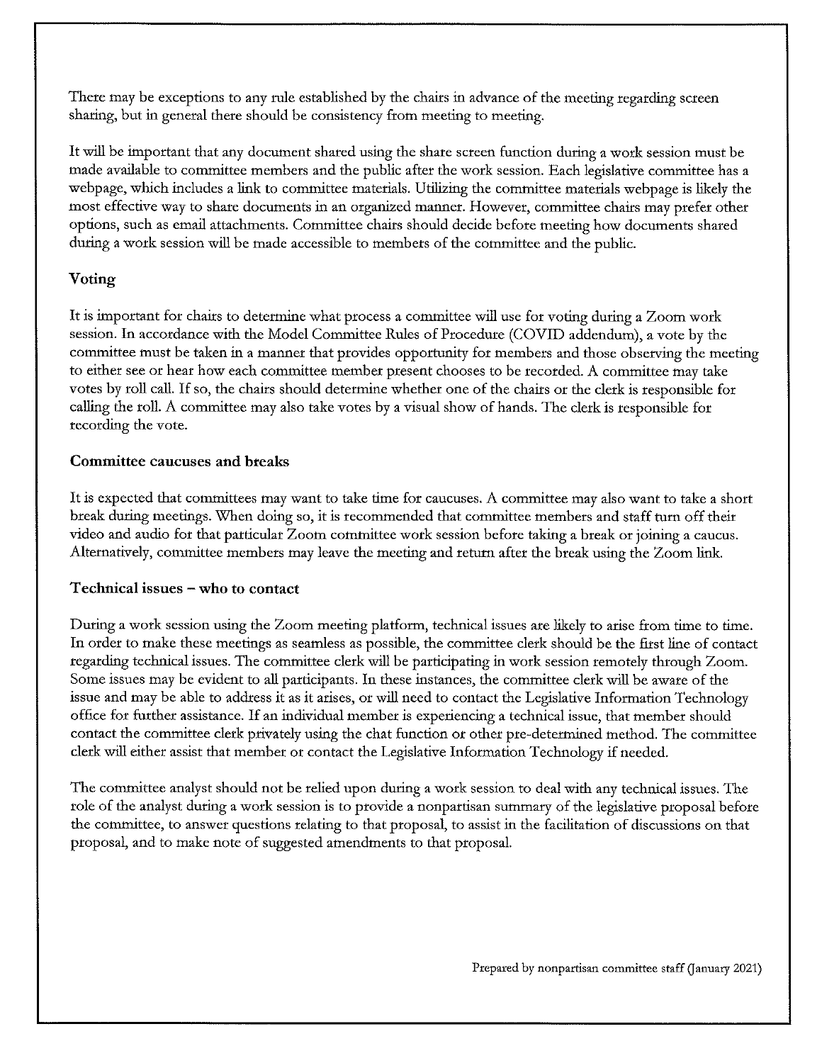There may be exceptions to any rule established by the chairs in advance of the meeting regarding screen sharing, but in general there should be consistency from meeting to meeting.

It will be important that any document shared using the share screen function during a work session must be made available to committee members and the public after the work session. Each legislative committee has a webpage, which includes a link to committee materials. Utilizing the committee materials webpage is likely the most effective way to share documents in an organized manner. However, committee chairs may prefer other options, such as email attachments. Committee chairs should decide before meeting how documents shared during a work session will be made accessible to members of the committee and the public.

### Voting

It is important for chairs to determine what process a committee will use for voting during a Zoom work session. In accordance with the Model Committee Rules of Procedure (COVID addendum), a vote by the committee must be taken in a manner that provides opportunity for members and those observing the meeting to either see or hear how each committee member present chooses to be recorded. A committee may take votes by roll call. If so, the chairs should determine whether one of the chairs or the clerk is responsible for calling the roll. A committee may also take votes by a visual show of hands. The clerk is responsible for recording the vote.

### Committee caucuses and breaks

It is expected that committees may want to take time for caucuses. A committee may also want to take a short break during meetings. When doing so, it is recommended that committee members and staff turn off their video and audio for that particular Zoom committee work session before taking a break or joining a caucus. Alternatively, committee members may leave the meeting and return after the break using the Zoom link.

### Technical issues – who to contact

During a work session using the Zoom meeting platform, technical issues are likely to arise from time to time. In order to make these meetings as seamless as possible, the committee clerk should be the first line of contact regarding technical issues. The committee clerk will be participating in work session remotely through Zoom. Some issues may be evident to all participants. In these instances, the committee clerk will be aware of the issue and may be able to address it as it arises, or will need to contact the Legislative Information Technology office for further assistance. If an individual member is experiencing a technical issue, that member should contact the committee clerk privately using the chat function or other pre-determined method. The committee clerk will either assist that member or contact the Legislative Information Technology if needed.

The committee analyst should not be relied upon during a work session to deal with any technical issues. The role of the analyst during a work session is to provide a nonpartisan summary of the legislative proposal before the committee, to answer questions relating to that proposal, to assist in the facilitation of discussions on that proposal, and to make note of suggested amendments to that proposal.

Prepared by nonpartisan committee staff (January 2021)